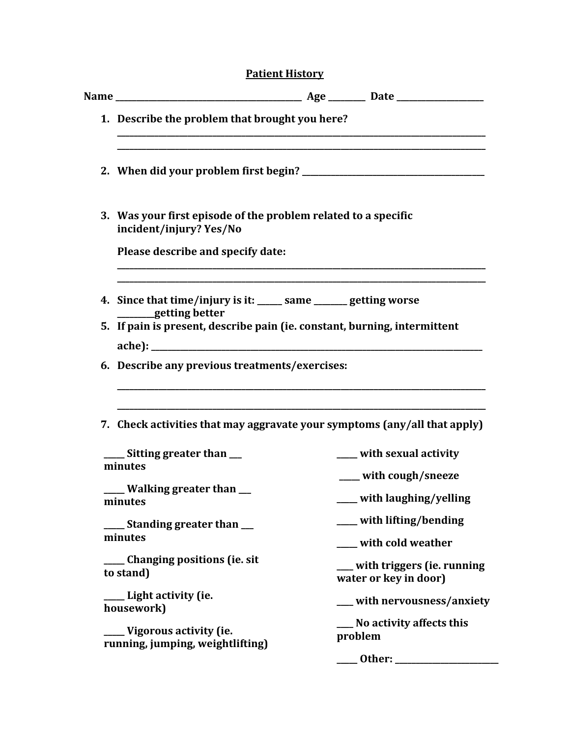# Patient History

**Name ________________________________________ Age _________ Date ____________________**

1. **Describe the problem that brought you here?**
   ________________________________________________________________________________________
   ________________________________________________________________________________________

2. **When did your problem first begin? ____________________________________________**

3. **Was your first episode of the problem related to a specific incident/injury? Yes/No**

   **Please describe and specify date:**
   ________________________________________________________________________________________
   ________________________________________________________________________________________

4. **Since that time/injury is it: ______ same ________ getting worse _________getting better**

5. **If pain is present, describe pain (ie. constant, burning, intermittent ache): ______________________________________________________________**

6. **Describe any previous treatments/exercises:**
   ________________________________________________________________________________________
   ________________________________________________________________________________________

7. **Check activities that may aggravate your symptoms (any/all that apply)**

**_____ Sitting greater than ___ minutes**

**_____ Walking greater than ___ minutes**

**_____ Standing greater than ___ minutes**

**_____ Changing positions (ie. sit to stand)**

**_____ Light activity (ie. housework)**

**_____ Vigorous activity (ie. running, jumping, weightlifting)**

**_____ with sexual activity**

**_____ with cough/sneeze**

**_____ with laughing/yelling**

**_____ with lifting/bending**

**_____ with cold weather**

**____ with triggers (ie. running water or key in door)**

**____ with nervousness/anxiety**

**____ No activity affects this problem**

**_____ Other: ________________________**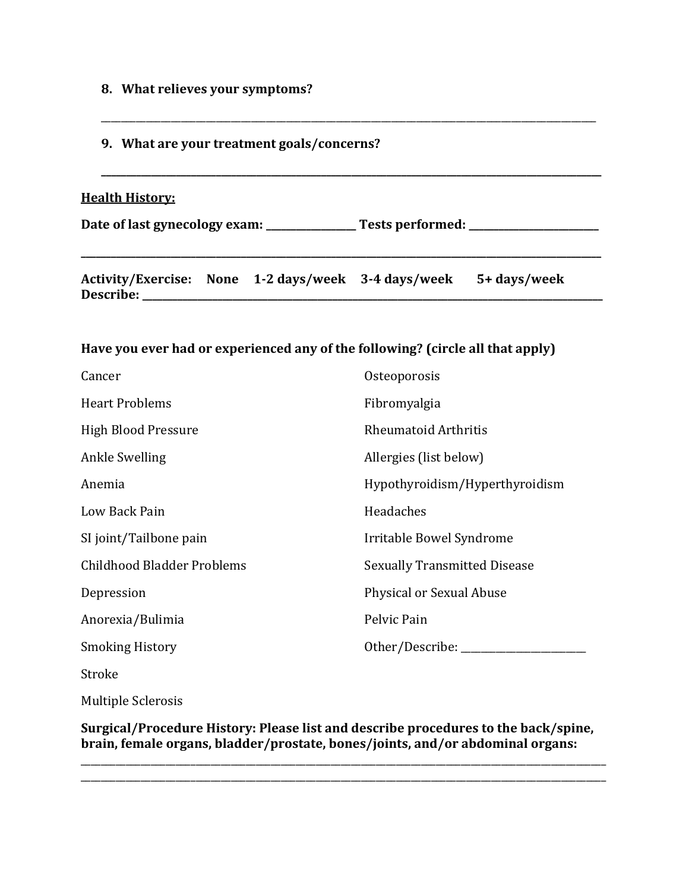8. **What relieves your symptoms?**

_______________________________________________________________________________________

9. **What are your treatment goals/concerns?**

_______________________________________________________________________________________

**<u>Health History:</u>**

**Date of last gynecology exam: ________________ Tests performed: _______________________**

**_______________________________________________________________________________________**

**Activity/Exercise: None 1-2 days/week 3-4 days/week 5+ days/week**
**Describe: _____________________________________________________________________________**

**Have you ever had or experienced any of the following? (circle all that apply)**

Cancer

Heart Problems

High Blood Pressure

Ankle Swelling

Anemia

Low Back Pain

SI joint/Tailbone pain

Childhood Bladder Problems

Depression

Anorexia/Bulimia

Smoking History

Stroke

Multiple Sclerosis

Osteoporosis

Fibromyalgia

Rheumatoid Arthritis

Allergies (list below)

Hypothyroidism/Hyperthyroidism

Headaches

Irritable Bowel Syndrome

Sexually Transmitted Disease

Physical or Sexual Abuse

Pelvic Pain

Other/Describe: ______________________

**Surgical/Procedure History: Please list and describe procedures to the back/spine, brain, female organs, bladder/prostate, bones/joints, and/or abdominal organs:**

_______________________________________________________________________________________
_______________________________________________________________________________________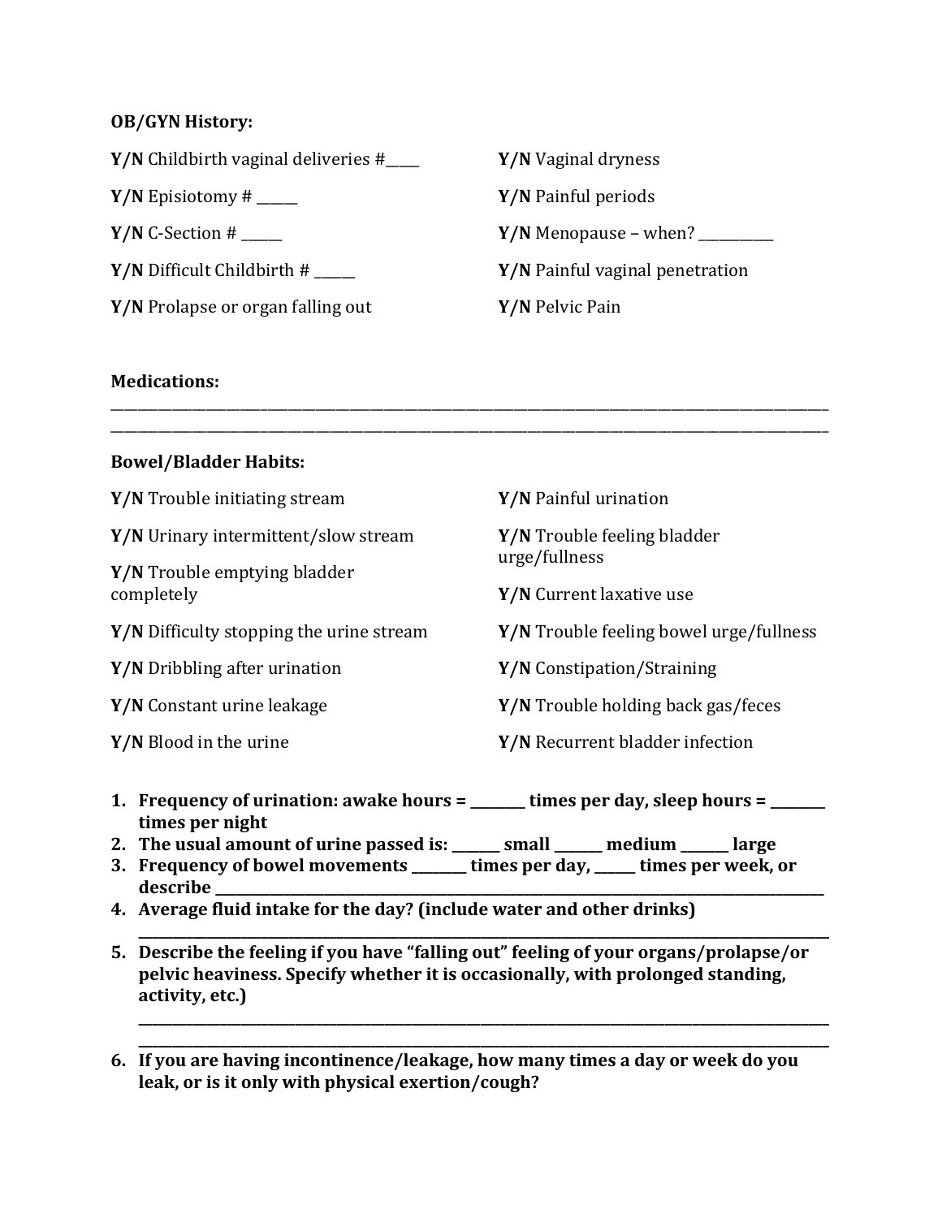**OB/GYN History:**

**Y/N** Childbirth vaginal deliveries #_____

**Y/N** Episiotomy # ______

**Y/N** C-Section # ______

**Y/N** Difficult Childbirth # ______

**Y/N** Prolapse or organ falling out

**Y/N** Vaginal dryness

**Y/N** Painful periods

**Y/N** Menopause – when? ___________

**Y/N** Painful vaginal penetration

**Y/N** Pelvic Pain

**Medications:**

_______________________________________________________________________________

_______________________________________________________________________________

**Bowel/Bladder Habits:**

**Y/N** Trouble initiating stream

**Y/N** Urinary intermittent/slow stream

**Y/N** Trouble emptying bladder completely

**Y/N** Difficulty stopping the urine stream

**Y/N** Dribbling after urination

**Y/N** Constant urine leakage

**Y/N** Blood in the urine

**Y/N** Painful urination

**Y/N** Trouble feeling bladder urge/fullness

**Y/N** Current laxative use

**Y/N** Trouble feeling bowel urge/fullness

**Y/N** Constipation/Straining

**Y/N** Trouble holding back gas/feces

**Y/N** Recurrent bladder infection

1. **Frequency of urination: awake hours = ________ times per day, sleep hours = ________ times per night**
2. **The usual amount of urine passed is: _______ small _______ medium _______ large**
3. **Frequency of bowel movements ________ times per day, ______ times per week, or describe _______________________________________________________________**
4. **Average fluid intake for the day? (include water and other drinks)**
   _______________________________________________________________________________
5. **Describe the feeling if you have "falling out" feeling of your organs/prolapse/or pelvic heaviness. Specify whether it is occasionally, with prolonged standing, activity, etc.)**
   _______________________________________________________________________________
   _______________________________________________________________________________
6. **If you are having incontinence/leakage, how many times a day or week do you leak, or is it only with physical exertion/cough?**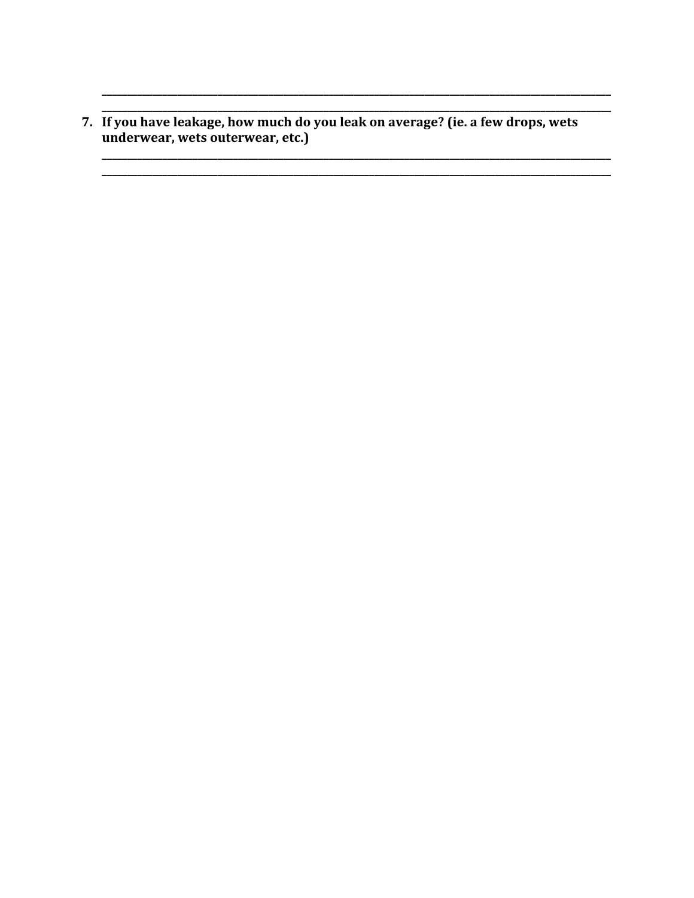______________________________________________________________________________

______________________________________________________________________________

7. **If you have leakage, how much do you leak on average? (ie. a few drops, wets underwear, wets outerwear, etc.)**

______________________________________________________________________________

______________________________________________________________________________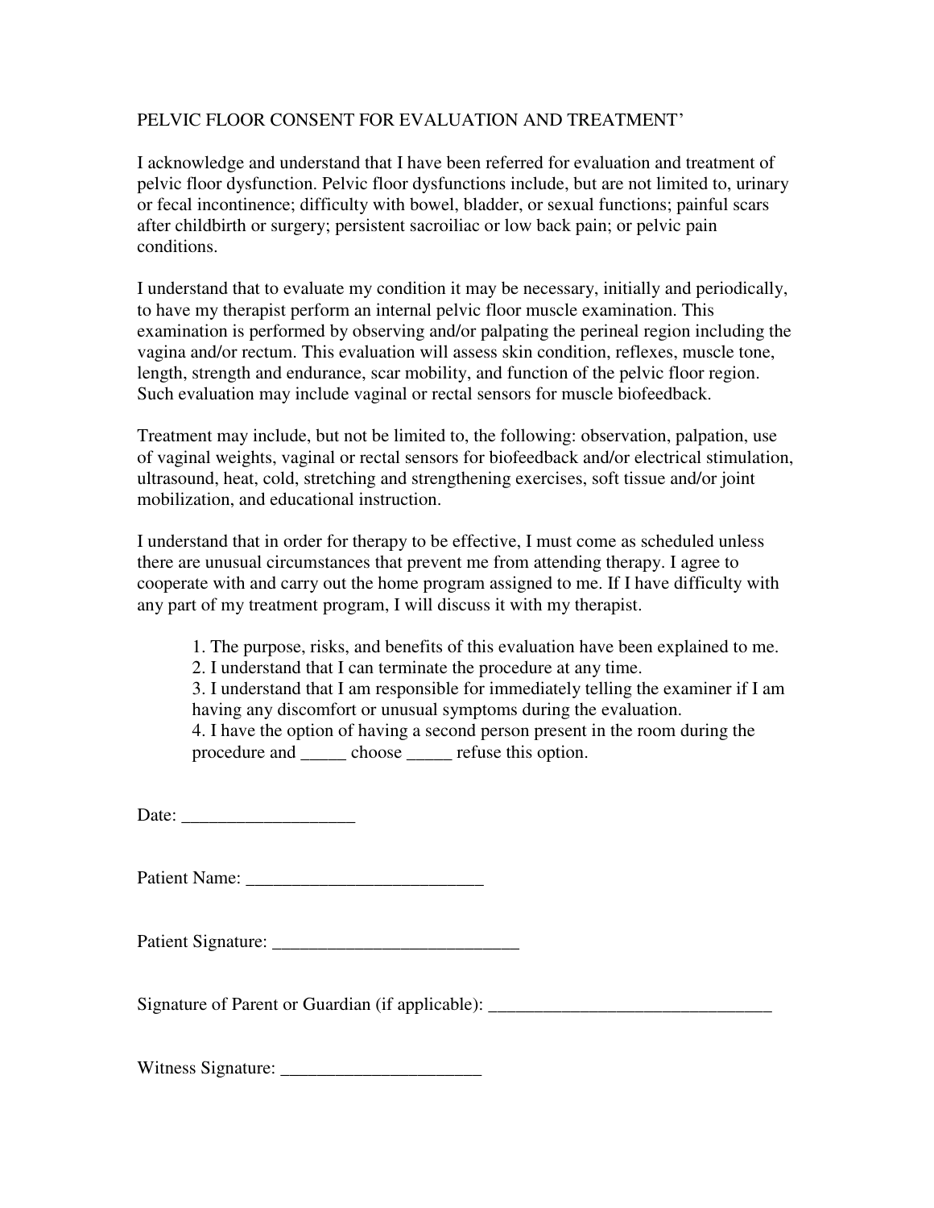# PELVIC FLOOR CONSENT FOR EVALUATION AND TREATMENT'

I acknowledge and understand that I have been referred for evaluation and treatment of pelvic floor dysfunction. Pelvic floor dysfunctions include, but are not limited to, urinary or fecal incontinence; difficulty with bowel, bladder, or sexual functions; painful scars after childbirth or surgery; persistent sacroiliac or low back pain; or pelvic pain conditions.

I understand that to evaluate my condition it may be necessary, initially and periodically, to have my therapist perform an internal pelvic floor muscle examination. This examination is performed by observing and/or palpating the perineal region including the vagina and/or rectum. This evaluation will assess skin condition, reflexes, muscle tone, length, strength and endurance, scar mobility, and function of the pelvic floor region. Such evaluation may include vaginal or rectal sensors for muscle biofeedback.

Treatment may include, but not be limited to, the following: observation, palpation, use of vaginal weights, vaginal or rectal sensors for biofeedback and/or electrical stimulation, ultrasound, heat, cold, stretching and strengthening exercises, soft tissue and/or joint mobilization, and educational instruction.

I understand that in order for therapy to be effective, I must come as scheduled unless there are unusual circumstances that prevent me from attending therapy. I agree to cooperate with and carry out the home program assigned to me. If I have difficulty with any part of my treatment program, I will discuss it with my therapist.

1. The purpose, risks, and benefits of this evaluation have been explained to me.
2. I understand that I can terminate the procedure at any time.
3. I understand that I am responsible for immediately telling the examiner if I am having any discomfort or unusual symptoms during the evaluation.
4. I have the option of having a second person present in the room during the procedure and _____ choose _____ refuse this option.

Date: ___________________

Patient Name: __________________________

Patient Signature: ___________________________

Signature of Parent or Guardian (if applicable): _______________________________

Witness Signature: ______________________